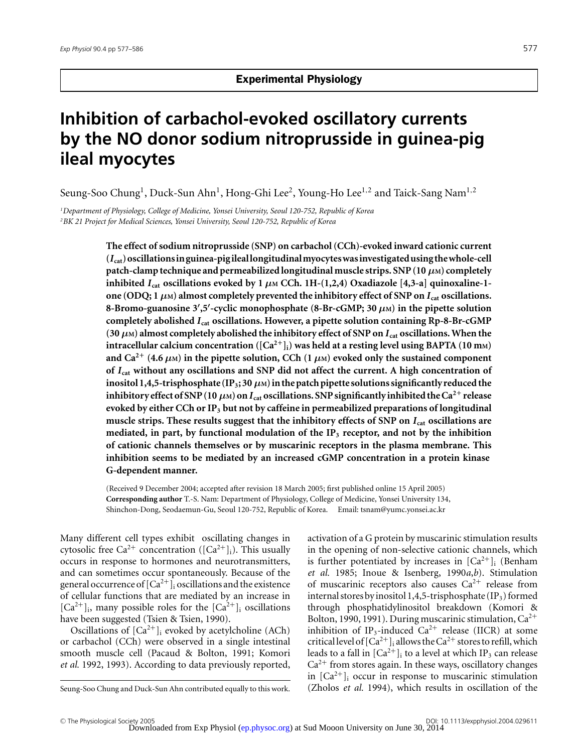# Inhibition of carbachol-evoked oscillatory currents by the NO donor sodium nitroprusside in guinea-pig ileal myocytes

Seung-Soo Chung[1], Duck-Sun Ahn[1], Hong-Ghi Lee[2], Young-Ho Lee[1,2] and Taick-Sang Nam[1,2]

[1]*Department of Physiology, College of Medicine, Yonsei University, Seoul 120-752, Republic of Korea*
[2]*BK 21 Project for Medical Sciences, Yonsei University, Seoul 120-752, Republic of Korea*

**The effect of sodium nitroprusside (SNP) on carbachol (CCh)-evoked inward cationic current ($I_{cat}$) oscillations in guinea-pig ileal longitudinal myocytes was investigated using the whole-cell patch-clamp technique and permeabilized longitudinal muscle strips. SNP (10 $\mu$M) completely inhibited $I_{cat}$ oscillations evoked by 1 $\mu$M CCh. 1H-(1,2,4) Oxadiazole [4,3-a] quinoxaline-1-one (ODQ; 1 $\mu$M) almost completely prevented the inhibitory effect of SNP on $I_{cat}$ oscillations. 8-Bromo-guanosine 3′,5′-cyclic monophosphate (8-Br-cGMP; 30 $\mu$M) in the pipette solution completely abolished $I_{cat}$ oscillations. However, a pipette solution containing Rp-8-Br-cGMP (30 $\mu$M) almost completely abolished the inhibitory effect of SNP on $I_{cat}$ oscillations. When the intracellular calcium concentration ($[Ca^{2+}]_i$) was held at a resting level using BAPTA (10 mM) and $Ca^{2+}$ (4.6 $\mu$M) in the pipette solution, CCh (1 $\mu$M) evoked only the sustained component of $I_{cat}$ without any oscillations and SNP did not affect the current. A high concentration of inositol 1,4,5-trisphosphate ($IP_3$; 30 $\mu$M) in the patch pipette solutions significantly reduced the inhibitory effect of SNP (10 $\mu$M) on $I_{cat}$ oscillations. SNP significantly inhibited the $Ca^{2+}$ release evoked by either CCh or $IP_3$ but not by caffeine in permeabilized preparations of longitudinal muscle strips. These results suggest that the inhibitory effects of SNP on $I_{cat}$ oscillations are mediated, in part, by functional modulation of the $IP_3$ receptor, and not by the inhibition of cationic channels themselves or by muscarinic receptors in the plasma membrane. This inhibition seems to be mediated by an increased cGMP concentration in a protein kinase G-dependent manner.**

(Received 9 December 2004; accepted after revision 18 March 2005; first published online 15 April 2005)
**Corresponding author** T.-S. Nam: Department of Physiology, College of Medicine, Yonsei University 134, Shinchon-Dong, Seodaemun-Gu, Seoul 120-752, Republic of Korea. Email: tsnam@yumc.yonsei.ac.kr

Many different cell types exhibit oscillating changes in cytosolic free $Ca^{2+}$ concentration ($[Ca^{2+}]_i$). This usually occurs in response to hormones and neurotransmitters, and can sometimes occur spontaneously. Because of the general occurrence of $[Ca^{2+}]_i$ oscillations and the existence of cellular functions that are mediated by an increase in $[Ca^{2+}]_i$, many possible roles for the $[Ca^{2+}]_i$ oscillations have been suggested (Tsien & Tsien, 1990).

Oscillations of $[Ca^{2+}]_i$ evoked by acetylcholine (ACh) or carbachol (CCh) were observed in a single intestinal smooth muscle cell (Pacaud & Bolton, 1991; Komori *et al.* 1992, 1993). According to data previously reported, activation of a G protein by muscarinic stimulation results in the opening of non-selective cationic channels, which is further potentiated by increases in $[Ca^{2+}]_i$ (Benham *et al.* 1985; Inoue & Isenberg, 1990*a*,*b*). Stimulation of muscarinic receptors also causes $Ca^{2+}$ release from internal stores by inositol 1,4,5-trisphosphate ($IP_3$) formed through phosphatidylinositol breakdown (Komori & Bolton, 1990, 1991). During muscarinic stimulation, $Ca^{2+}$ inhibition of $IP_3$-induced $Ca^{2+}$ release (IICR) at some critical level of $[Ca^{2+}]_i$ allows the $Ca^{2+}$ stores to refill, which leads to a fall in $[Ca^{2+}]_i$ to a level at which $IP_3$ can release $Ca^{2+}$ from stores again. In these ways, oscillatory changes in $[Ca^{2+}]_i$ occur in response to muscarinic stimulation (Zholos *et al.* 1994), which results in oscillation of the

Seung-Soo Chung and Duck-Sun Ahn contributed equally to this work.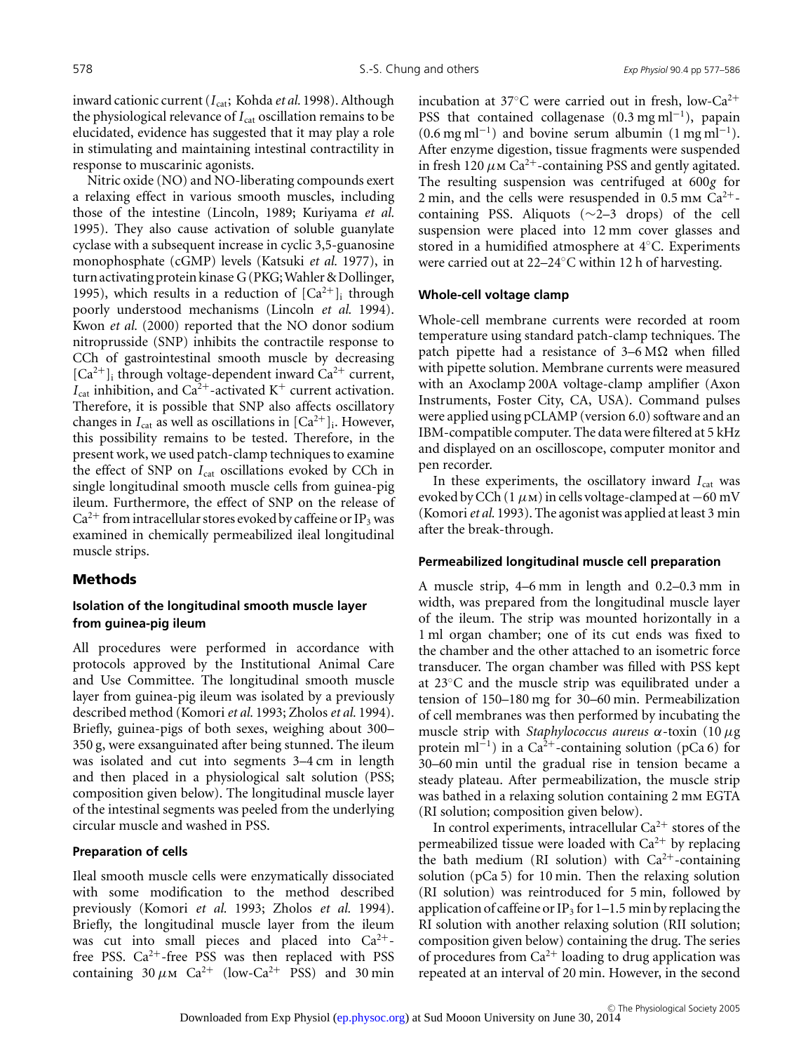inward cationic current ($I_{cat}$; Kohda *et al.* 1998). Although the physiological relevance of $I_{cat}$ oscillation remains to be elucidated, evidence has suggested that it may play a role in stimulating and maintaining intestinal contractility in response to muscarinic agonists.

Nitric oxide (NO) and NO-liberating compounds exert a relaxing effect in various smooth muscles, including those of the intestine (Lincoln, 1989; Kuriyama *et al.* 1995). They also cause activation of soluble guanylate cyclase with a subsequent increase in cyclic 3,5-guanosine monophosphate (cGMP) levels (Katsuki *et al.* 1977), in turn activating protein kinase G (PKG; Wahler & Dollinger, 1995), which results in a reduction of $[Ca^{2+}]_i$ through poorly understood mechanisms (Lincoln *et al.* 1994). Kwon *et al.* (2000) reported that the NO donor sodium nitroprusside (SNP) inhibits the contractile response to CCh of gastrointestinal smooth muscle by decreasing $[Ca^{2+}]_i$ through voltage-dependent inward $Ca^{2+}$ current, $I_{cat}$ inhibition, and $Ca^{2+}$-activated $K^+$ current activation. Therefore, it is possible that SNP also affects oscillatory changes in $I_{cat}$ as well as oscillations in $[Ca^{2+}]_i$. However, this possibility remains to be tested. Therefore, in the present work, we used patch-clamp techniques to examine the effect of SNP on $I_{cat}$ oscillations evoked by CCh in single longitudinal smooth muscle cells from guinea-pig ileum. Furthermore, the effect of SNP on the release of $Ca^{2+}$ from intracellular stores evoked by caffeine or $IP_3$ was examined in chemically permeabilized ileal longitudinal muscle strips.

## Methods

### Isolation of the longitudinal smooth muscle layer from guinea-pig ileum

All procedures were performed in accordance with protocols approved by the Institutional Animal Care and Use Committee. The longitudinal smooth muscle layer from guinea-pig ileum was isolated by a previously described method (Komori *et al.* 1993; Zholos *et al.* 1994). Briefly, guinea-pigs of both sexes, weighing about 300–350 g, were exsanguinated after being stunned. The ileum was isolated and cut into segments 3–4 cm in length and then placed in a physiological salt solution (PSS; composition given below). The longitudinal muscle layer of the intestinal segments was peeled from the underlying circular muscle and washed in PSS.

### Preparation of cells

Ileal smooth muscle cells were enzymatically dissociated with some modification to the method described previously (Komori *et al.* 1993; Zholos *et al.* 1994). Briefly, the longitudinal muscle layer from the ileum was cut into small pieces and placed into $Ca^{2+}$-free PSS. $Ca^{2+}$-free PSS was then replaced with PSS containing 30 $\mu$M $Ca^{2+}$ (low-$Ca^{2+}$ PSS) and 30 min incubation at 37°C were carried out in fresh, low-$Ca^{2+}$ PSS that contained collagenase (0.3 mg ml$^{-1}$), papain (0.6 mg ml$^{-1}$) and bovine serum albumin (1 mg ml$^{-1}$). After enzyme digestion, tissue fragments were suspended in fresh 120 $\mu$M $Ca^{2+}$-containing PSS and gently agitated. The resulting suspension was centrifuged at 600*g* for 2 min, and the cells were resuspended in 0.5 mM $Ca^{2+}$-containing PSS. Aliquots (~2–3 drops) of the cell suspension were placed into 12 mm cover glasses and stored in a humidified atmosphere at 4°C. Experiments were carried out at 22–24°C within 12 h of harvesting.

### Whole-cell voltage clamp

Whole-cell membrane currents were recorded at room temperature using standard patch-clamp techniques. The patch pipette had a resistance of 3–6 MΩ when filled with pipette solution. Membrane currents were measured with an Axoclamp 200A voltage-clamp amplifier (Axon Instruments, Foster City, CA, USA). Command pulses were applied using pCLAMP (version 6.0) software and an IBM-compatible computer. The data were filtered at 5 kHz and displayed on an oscilloscope, computer monitor and pen recorder.

In these experiments, the oscillatory inward $I_{cat}$ was evoked by CCh (1 $\mu$M) in cells voltage-clamped at −60 mV (Komori *et al.* 1993). The agonist was applied at least 3 min after the break-through.

### Permeabilized longitudinal muscle cell preparation

A muscle strip, 4–6 mm in length and 0.2–0.3 mm in width, was prepared from the longitudinal muscle layer of the ileum. The strip was mounted horizontally in a 1 ml organ chamber; one of its cut ends was fixed to the chamber and the other attached to an isometric force transducer. The organ chamber was filled with PSS kept at 23°C and the muscle strip was equilibrated under a tension of 150–180 mg for 30–60 min. Permeabilization of cell membranes was then performed by incubating the muscle strip with *Staphylococcus aureus* $\alpha$-toxin (10 $\mu$g protein ml$^{-1}$) in a $Ca^{2+}$-containing solution (pCa 6) for 30–60 min until the gradual rise in tension became a steady plateau. After permeabilization, the muscle strip was bathed in a relaxing solution containing 2 mM EGTA (RI solution; composition given below).

In control experiments, intracellular $Ca^{2+}$ stores of the permeabilized tissue were loaded with $Ca^{2+}$ by replacing the bath medium (RI solution) with $Ca^{2+}$-containing solution (pCa 5) for 10 min. Then the relaxing solution (RI solution) was reintroduced for 5 min, followed by application of caffeine or $IP_3$ for 1–1.5 min by replacing the RI solution with another relaxing solution (RII solution; composition given below) containing the drug. The series of procedures from $Ca^{2+}$ loading to drug application was repeated at an interval of 20 min. However, in the second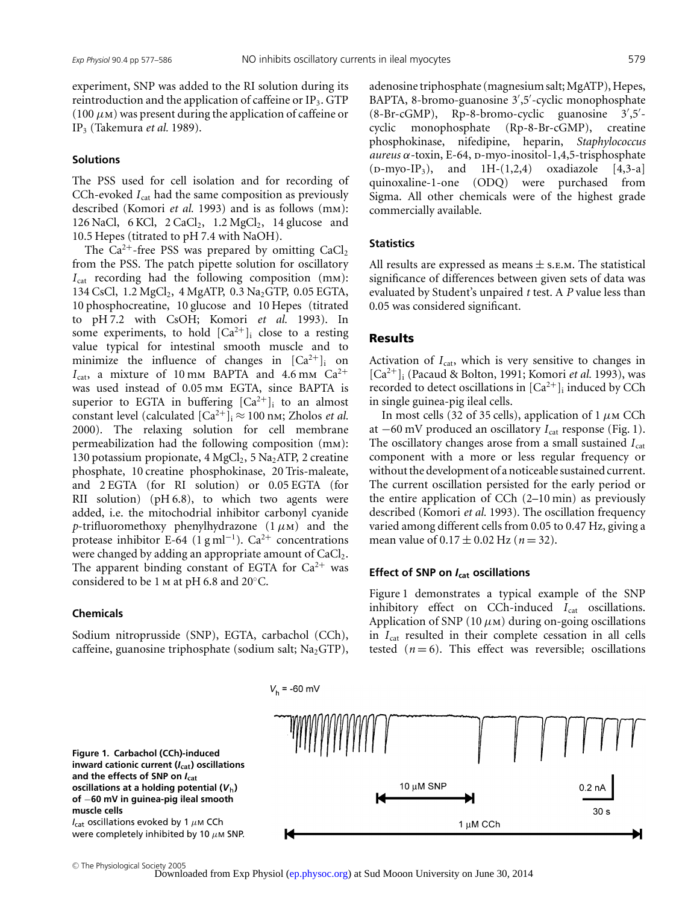experiment, SNP was added to the RI solution during its reintroduction and the application of caffeine or $IP_3$. GTP (100 $\mu$M) was present during the application of caffeine or $IP_3$ (Takemura *et al.* 1989).

### Solutions

The PSS used for cell isolation and for recording of CCh-evoked $I_{cat}$ had the same composition as previously described (Komori *et al.* 1993) and is as follows (mM): 126 NaCl, 6 KCl, 2 $CaCl_2$, 1.2 $MgCl_2$, 14 glucose and 10.5 Hepes (titrated to pH 7.4 with NaOH).

The $Ca^{2+}$-free PSS was prepared by omitting $CaCl_2$ from the PSS. The patch pipette solution for oscillatory $I_{cat}$ recording had the following composition (mM): 134 CsCl, 1.2 $MgCl_2$, 4 MgATP, 0.3 $Na_2$GTP, 0.05 EGTA, 10 phosphocreatine, 10 glucose and 10 Hepes (titrated to pH 7.2 with CsOH; Komori *et al.* 1993). In some experiments, to hold $[Ca^{2+}]_i$ close to a resting value typical for intestinal smooth muscle and to minimize the influence of changes in $[Ca^{2+}]_i$ on $I_{cat}$, a mixture of 10 mM BAPTA and 4.6 mM $Ca^{2+}$ was used instead of 0.05 mM EGTA, since BAPTA is superior to EGTA in buffering $[Ca^{2+}]_i$ to an almost constant level (calculated $[Ca^{2+}]_i \approx 100$ nM; Zholos *et al.* 2000). The relaxing solution for cell membrane permeabilization had the following composition (mM): 130 potassium propionate, 4 $MgCl_2$, 5 $Na_2$ATP, 2 creatine phosphate, 10 creatine phosphokinase, 20 Tris-maleate, and 2 EGTA (for RI solution) or 0.05 EGTA (for RII solution) (pH 6.8), to which two agents were added, i.e. the mitochondrial inhibitor carbonyl cyanide *p*-trifluoromethoxy phenylhydrazone (1 $\mu$M) and the protease inhibitor E-64 (1 g $ml^{-1}$). $Ca^{2+}$ concentrations were changed by adding an appropriate amount of $CaCl_2$. The apparent binding constant of EGTA for $Ca^{2+}$ was considered to be 1 M at pH 6.8 and 20°C.

### Chemicals

Sodium nitroprusside (SNP), EGTA, carbachol (CCh), caffeine, guanosine triphosphate (sodium salt; $Na_2$GTP), adenosine triphosphate (magnesium salt; MgATP), Hepes, BAPTA, 8-bromo-guanosine 3′,5′-cyclic monophosphate (8-Br-cGMP), Rp-8-bromo-cyclic guanosine 3′,5′-cyclic monophosphate (Rp-8-Br-cGMP), creatine phosphokinase, nifedipine, heparin, *Staphylococcus aureus* $\alpha$-toxin, E-64, D-myo-inositol-1,4,5-trisphosphate (D-myo-$IP_3$), and 1H-(1,2,4) oxadiazole [4,3-a] quinoxaline-1-one (ODQ) were purchased from Sigma. All other chemicals were of the highest grade commercially available.

### Statistics

All results are expressed as means ± S.E.M. The statistical significance of differences between given sets of data was evaluated by Student's unpaired *t* test. A *P* value less than 0.05 was considered significant.

## Results

Activation of $I_{cat}$, which is very sensitive to changes in $[Ca^{2+}]_i$ (Pacaud & Bolton, 1991; Komori *et al.* 1993), was recorded to detect oscillations in $[Ca^{2+}]_i$ induced by CCh in single guinea-pig ileal cells.

In most cells (32 of 35 cells), application of 1 $\mu$M CCh at −60 mV produced an oscillatory $I_{cat}$ response (Fig. 1). The oscillatory changes arose from a small sustained $I_{cat}$ component with a more or less regular frequency or without the development of a noticeable sustained current. The current oscillation persisted for the early period or the entire application of CCh (2–10 min) as previously described (Komori *et al.* 1993). The oscillation frequency varied among different cells from 0.05 to 0.47 Hz, giving a mean value of 0.17 ± 0.02 Hz ($n = 32$).

### Effect of SNP on $I_{cat}$ oscillations

Figure 1 demonstrates a typical example of the SNP inhibitory effect on CCh-induced $I_{cat}$ oscillations. Application of SNP (10 $\mu$M) during on-going oscillations in $I_{cat}$ resulted in their complete cessation in all cells tested ($n = 6$). This effect was reversible; oscillations

**Figure 1. Carbachol (CCh)-induced inward cationic current ($I_{cat}$) oscillations and the effects of SNP on $I_{cat}$ oscillations at a holding potential ($V_h$) of −60 mV in guinea-pig ileal smooth muscle cells**
$I_{cat}$ oscillations evoked by 1 $\mu$M CCh were completely inhibited by 10 $\mu$M SNP.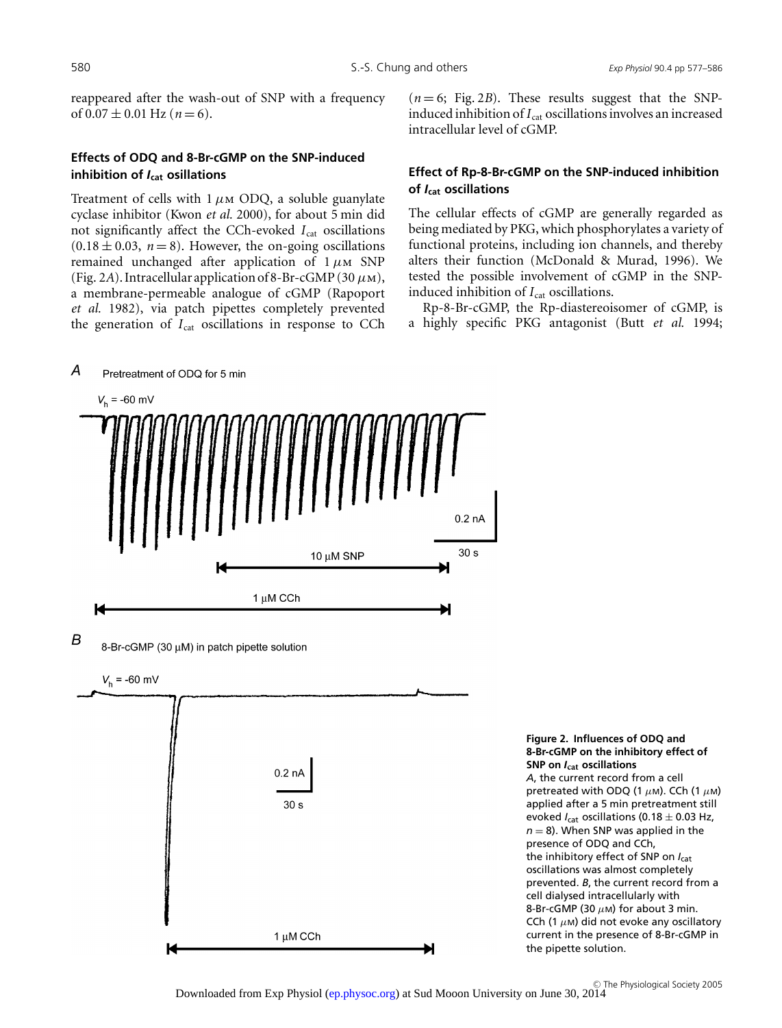reappeared after the wash-out of SNP with a frequency of 0.07 ± 0.01 Hz ($n = 6$).

### Effects of ODQ and 8-Br-cGMP on the SNP-induced inhibition of $I_{cat}$ osillations

Treatment of cells with 1 $\mu$M ODQ, a soluble guanylate cyclase inhibitor (Kwon *et al.* 2000), for about 5 min did not significantly affect the CCh-evoked $I_{cat}$ oscillations (0.18 ± 0.03, $n = 8$). However, the on-going oscillations remained unchanged after application of 1 $\mu$M SNP (Fig. 2*A*). Intracellular application of 8-Br-cGMP (30 $\mu$M), a membrane-permeable analogue of cGMP (Rapoport *et al.* 1982), via patch pipettes completely prevented the generation of $I_{cat}$ oscillations in response to CCh ($n = 6$; Fig. 2*B*). These results suggest that the SNP-induced inhibition of $I_{cat}$ oscillations involves an increased intracellular level of cGMP.

### Effect of Rp-8-Br-cGMP on the SNP-induced inhibition of $I_{cat}$ oscillations

The cellular effects of cGMP are generally regarded as being mediated by PKG, which phosphorylates a variety of functional proteins, including ion channels, and thereby alters their function (McDonald & Murad, 1996). We tested the possible involvement of cGMP in the SNP-induced inhibition of $I_{cat}$ oscillations.

Rp-8-Br-cGMP, the Rp-diastereoisomer of cGMP, is a highly specific PKG antagonist (Butt *et al.* 1994;

**Figure 2. Influences of ODQ and 8-Br-cGMP on the inhibitory effect of SNP on $I_{cat}$ oscillations**
*A*, the current record from a cell pretreated with ODQ (1 $\mu$M). CCh (1 $\mu$M) applied after a 5 min pretreatment still evoked $I_{cat}$ oscillations (0.18 ± 0.03 Hz, $n = 8$). When SNP was applied in the presence of ODQ and CCh, the inhibitory effect of SNP on $I_{cat}$ oscillations was almost completely prevented. *B*, the current record from a cell dialysed intracellularly with 8-Br-cGMP (30 $\mu$M) for about 3 min. CCh (1 $\mu$M) did not evoke any oscillatory current in the presence of 8-Br-cGMP in the pipette solution.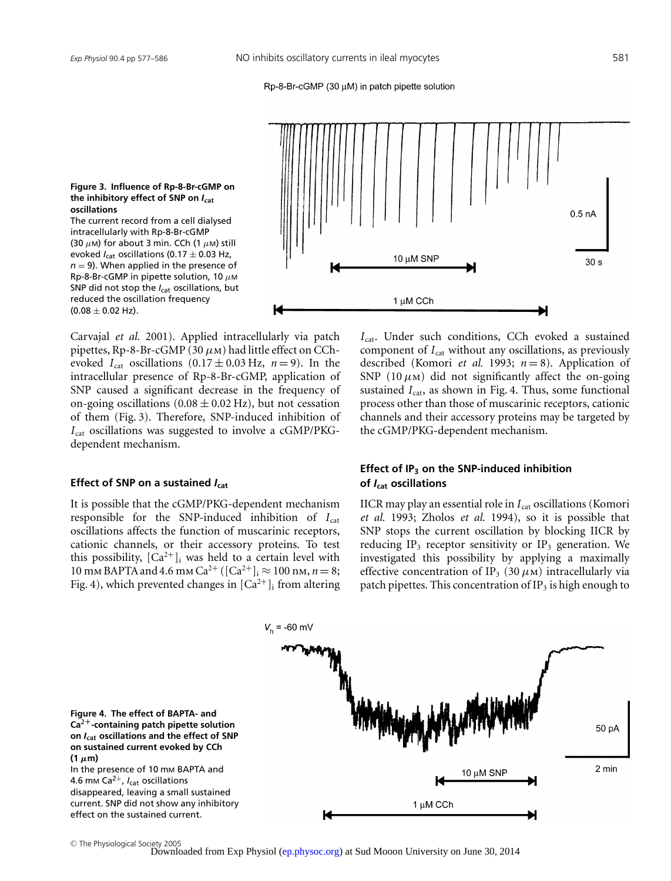**Figure 3. Influence of Rp-8-Br-cGMP on the inhibitory effect of SNP on $I_{cat}$ oscillations**
The current record from a cell dialysed intracellularly with Rp-8-Br-cGMP (30 $\mu$M) for about 3 min. CCh (1 $\mu$M) still evoked $I_{cat}$ oscillations (0.17 $\pm$ 0.03 Hz, $n = 9$). When applied in the presence of Rp-8-Br-cGMP in pipette solution, 10 $\mu$M SNP did not stop the $I_{cat}$ oscillations, but reduced the oscillation frequency (0.08 $\pm$ 0.02 Hz).

Carvajal *et al.* 2001). Applied intracellularly via patch pipettes, Rp-8-Br-cGMP (30 $\mu$M) had little effect on CCh-evoked $I_{cat}$ oscillations (0.17 $\pm$ 0.03 Hz, $n = 9$). In the intracellular presence of Rp-8-Br-cGMP, application of SNP caused a significant decrease in the frequency of on-going oscillations (0.08 $\pm$ 0.02 Hz), but not cessation of them (Fig. 3). Therefore, SNP-induced inhibition of $I_{cat}$ oscillations was suggested to involve a cGMP/PKG-dependent mechanism.

### Effect of SNP on a sustained $I_{cat}$

It is possible that the cGMP/PKG-dependent mechanism responsible for the SNP-induced inhibition of $I_{cat}$ oscillations affects the function of muscarinic receptors, cationic channels, or their accessory proteins. To test this possibility, $[Ca^{2+}]_i$ was held to a certain level with 10 mM BAPTA and 4.6 mM $Ca^{2+}$ ($[Ca^{2+}]_i \approx 100$ nM, $n = 8$; Fig. 4), which prevented changes in $[Ca^{2+}]_i$ from altering $I_{cat}$. Under such conditions, CCh evoked a sustained component of $I_{cat}$ without any oscillations, as previously described (Komori *et al.* 1993; $n = 8$). Application of SNP (10 $\mu$M) did not significantly affect the on-going sustained $I_{cat}$, as shown in Fig. 4. Thus, some functional process other than those of muscarinic receptors, cationic channels and their accessory proteins may be targeted by the cGMP/PKG-dependent mechanism.

### Effect of $IP_3$ on the SNP-induced inhibition of $I_{cat}$ oscillations

IICR may play an essential role in $I_{cat}$ oscillations (Komori *et al.* 1993; Zholos *et al.* 1994), so it is possible that SNP stops the current oscillation by blocking IICR by reducing $IP_3$ receptor sensitivity or $IP_3$ generation. We investigated this possibility by applying a maximally effective concentration of $IP_3$ (30 $\mu$M) intracellularly via patch pipettes. This concentration of $IP_3$ is high enough to

**Figure 4. The effect of BAPTA- and $Ca^{2+}$-containing patch pipette solution on $I_{cat}$ oscillations and the effect of SNP on sustained current evoked by CCh (1 $\mu$m)**
In the presence of 10 mM BAPTA and 4.6 mM $Ca^{2+}$, $I_{cat}$ oscillations disappeared, leaving a small sustained current. SNP did not show any inhibitory effect on the sustained current.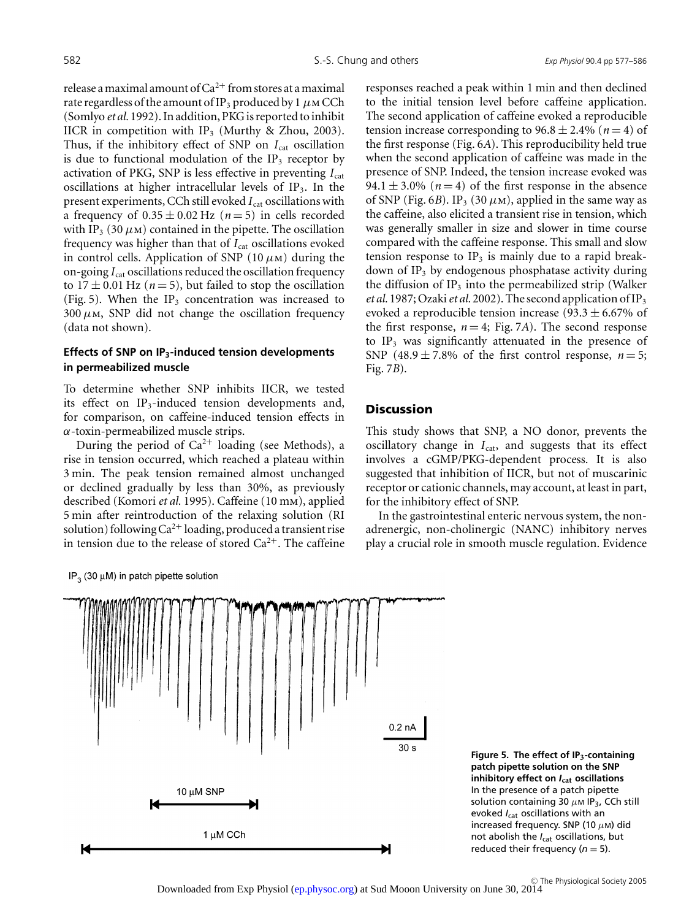release a maximal amount of $Ca^{2+}$ from stores at a maximal rate regardless of the amount of $IP_3$ produced by 1 $\mu$M CCh (Somlyo *et al.* 1992). In addition, PKG is reported to inhibit IICR in competition with $IP_3$ (Murthy & Zhou, 2003). Thus, if the inhibitory effect of SNP on $I_{cat}$ oscillation is due to functional modulation of the $IP_3$ receptor by activation of PKG, SNP is less effective in preventing $I_{cat}$ oscillations at higher intracellular levels of $IP_3$. In the present experiments, CCh still evoked $I_{cat}$ oscillations with a frequency of $0.35 \pm 0.02$ Hz ($n = 5$) in cells recorded with $IP_3$ (30 $\mu$M) contained in the pipette. The oscillation frequency was higher than that of $I_{cat}$ oscillations evoked in control cells. Application of SNP (10 $\mu$M) during the on-going $I_{cat}$ oscillations reduced the oscillation frequency to $17 \pm 0.01$ Hz ($n = 5$), but failed to stop the oscillation (Fig. 5). When the $IP_3$ concentration was increased to 300 $\mu$M, SNP did not change the oscillation frequency (data not shown).

### Effects of SNP on $IP_3$-induced tension developments in permeabilized muscle

To determine whether SNP inhibits IICR, we tested its effect on $IP_3$-induced tension developments and, for comparison, on caffeine-induced tension effects in $\alpha$-toxin-permeabilized muscle strips.

During the period of $Ca^{2+}$ loading (see Methods), a rise in tension occurred, which reached a plateau within 3 min. The peak tension remained almost unchanged or declined gradually by less than 30%, as previously described (Komori *et al.* 1995). Caffeine (10 mM), applied 5 min after reintroduction of the relaxing solution (RI solution) following $Ca^{2+}$ loading, produced a transient rise in tension due to the release of stored $Ca^{2+}$. The caffeine responses reached a peak within 1 min and then declined to the initial tension level before caffeine application. The second application of caffeine evoked a reproducible tension increase corresponding to $96.8 \pm 2.4\%$ ($n = 4$) of the first response (Fig. 6*A*). This reproducibility held true when the second application of caffeine was made in the presence of SNP. Indeed, the tension increase evoked was $94.1 \pm 3.0\%$ ($n = 4$) of the first response in the absence of SNP (Fig. 6*B*). $IP_3$ (30 $\mu$M), applied in the same way as the caffeine, also elicited a transient rise in tension, which was generally smaller in size and slower in time course compared with the caffeine response. This small and slow tension response to $IP_3$ is mainly due to a rapid breakdown of $IP_3$ by endogenous phosphatase activity during the diffusion of $IP_3$ into the permeabilized strip (Walker *et al.* 1987; Ozaki *et al.* 2002). The second application of $IP_3$ evoked a reproducible tension increase ($93.3 \pm 6.67\%$ of the first response, $n = 4$; Fig. 7*A*). The second response to $IP_3$ was significantly attenuated in the presence of SNP ($48.9 \pm 7.8\%$ of the first control response, $n = 5$; Fig. 7*B*).

## Discussion

This study shows that SNP, a NO donor, prevents the oscillatory change in $I_{cat}$, and suggests that its effect involves a cGMP/PKG-dependent process. It is also suggested that inhibition of IICR, but not of muscarinic receptor or cationic channels, may account, at least in part, for the inhibitory effect of SNP.

In the gastrointestinal enteric nervous system, the non-adrenergic, non-cholinergic (NANC) inhibitory nerves play a crucial role in smooth muscle regulation. Evidence

**Figure 5. The effect of $IP_3$-containing patch pipette solution on the SNP inhibitory effect on $I_{cat}$ oscillations**
In the presence of a patch pipette solution containing 30 $\mu$M $IP_3$, CCh still evoked $I_{cat}$ oscillations with an increased frequency. SNP (10 $\mu$M) did not abolish the $I_{cat}$ oscillations, but reduced their frequency ($n = 5$).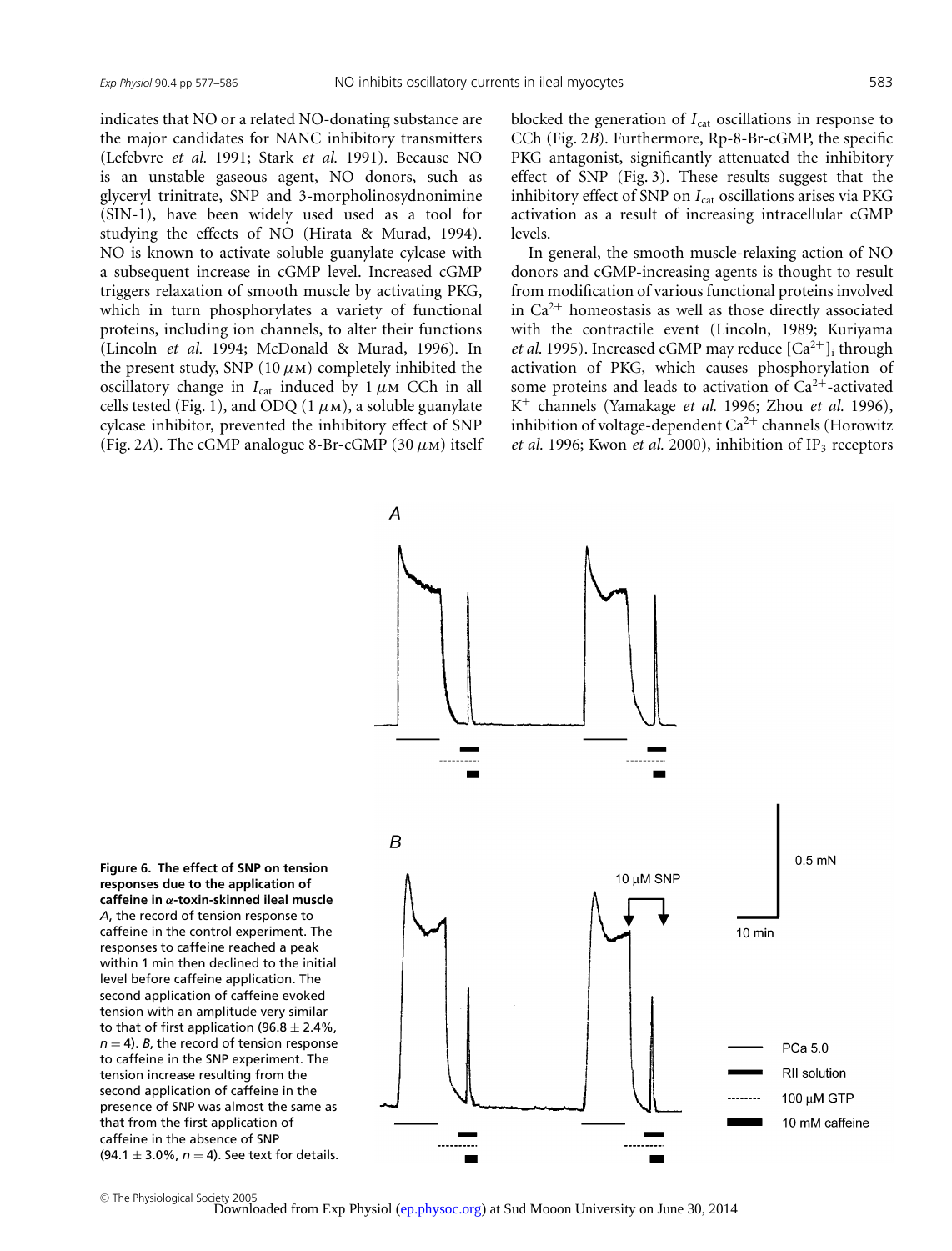indicates that NO or a related NO-donating substance are the major candidates for NANC inhibitory transmitters (Lefebvre *et al.* 1991; Stark *et al.* 1991). Because NO is an unstable gaseous agent, NO donors, such as glyceryl trinitrate, SNP and 3-morpholinosydnonimine (SIN-1), have been widely used used as a tool for studying the effects of NO (Hirata & Murad, 1994). NO is known to activate soluble guanylate cylcase with a subsequent increase in cGMP level. Increased cGMP triggers relaxation of smooth muscle by activating PKG, which in turn phosphorylates a variety of functional proteins, including ion channels, to alter their functions (Lincoln *et al.* 1994; McDonald & Murad, 1996). In the present study, SNP (10 $\mu$M) completely inhibited the oscillatory change in $I_{cat}$ induced by 1 $\mu$M CCh in all cells tested (Fig. 1), and ODQ (1 $\mu$M), a soluble guanylate cylcase inhibitor, prevented the inhibitory effect of SNP (Fig. 2*A*). The cGMP analogue 8-Br-cGMP (30 $\mu$M) itself blocked the generation of $I_{cat}$ oscillations in response to CCh (Fig. 2*B*). Furthermore, Rp-8-Br-cGMP, the specific PKG antagonist, significantly attenuated the inhibitory effect of SNP (Fig. 3). These results suggest that the inhibitory effect of SNP on $I_{cat}$ oscillations arises via PKG activation as a result of increasing intracellular cGMP levels.

In general, the smooth muscle-relaxing action of NO donors and cGMP-increasing agents is thought to result from modification of various functional proteins involved in $Ca^{2+}$ homeostasis as well as those directly associated with the contractile event (Lincoln, 1989; Kuriyama *et al.* 1995). Increased cGMP may reduce $[Ca^{2+}]_i$ through activation of PKG, which causes phosphorylation of some proteins and leads to activation of $Ca^{2+}$-activated $K^+$ channels (Yamakage *et al.* 1996; Zhou *et al.* 1996), inhibition of voltage-dependent $Ca^{2+}$ channels (Horowitz *et al.* 1996; Kwon *et al.* 2000), inhibition of $IP_3$ receptors

**Figure 6. The effect of SNP on tension responses due to the application of caffeine in $\alpha$-toxin-skinned ileal muscle**
*A*, the record of tension response to caffeine in the control experiment. The responses to caffeine reached a peak within 1 min then declined to the initial level before caffeine application. The second application of caffeine evoked tension with an amplitude very similar to that of first application (96.8 ± 2.4%, $n = 4$). *B*, the record of tension response to caffeine in the SNP experiment. The tension increase resulting from the second application of caffeine in the presence of SNP was almost the same as that from the first application of caffeine in the absence of SNP (94.1 ± 3.0%, $n = 4$). See text for details.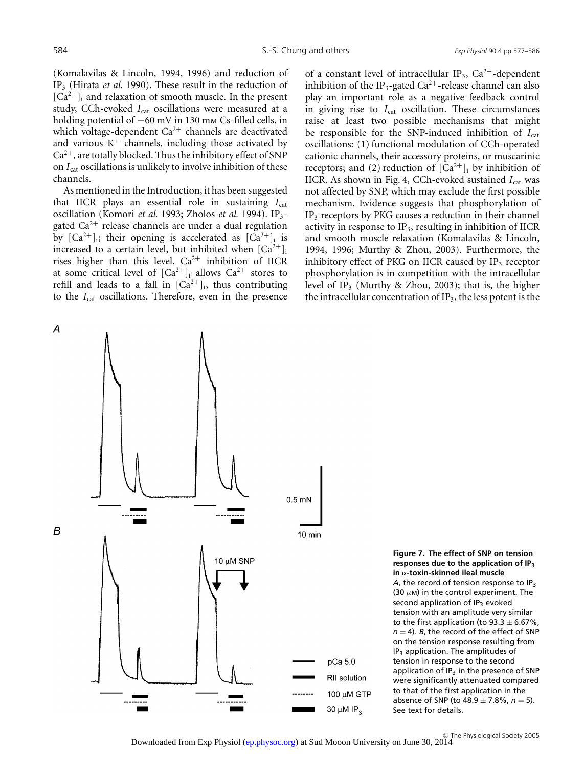(Komalavilas & Lincoln, 1994, 1996) and reduction of $IP_3$ (Hirata *et al.* 1990). These result in the reduction of $[Ca^{2+}]_i$ and relaxation of smooth muscle. In the present study, CCh-evoked $I_{cat}$ oscillations were measured at a holding potential of −60 mV in 130 mM Cs-filled cells, in which voltage-dependent $Ca^{2+}$ channels are deactivated and various $K^+$ channels, including those activated by $Ca^{2+}$, are totally blocked. Thus the inhibitory effect of SNP on $I_{cat}$ oscillations is unlikely to involve inhibition of these channels.

As mentioned in the Introduction, it has been suggested that IICR plays an essential role in sustaining $I_{cat}$ oscillation (Komori *et al.* 1993; Zholos *et al.* 1994). $IP_3$-gated $Ca^{2+}$ release channels are under a dual regulation by $[Ca^{2+}]_i$; their opening is accelerated as $[Ca^{2+}]_i$ is increased to a certain level, but inhibited when $[Ca^{2+}]_i$ rises higher than this level. $Ca^{2+}$ inhibition of IICR at some critical level of $[Ca^{2+}]_i$ allows $Ca^{2+}$ stores to refill and leads to a fall in $[Ca^{2+}]_i$, thus contributing to the $I_{cat}$ oscillations. Therefore, even in the presence of a constant level of intracellular $IP_3$, $Ca^{2+}$-dependent inhibition of the $IP_3$-gated $Ca^{2+}$-release channel can also play an important role as a negative feedback control in giving rise to $I_{cat}$ oscillation. These circumstances raise at least two possible mechanisms that might be responsible for the SNP-induced inhibition of $I_{cat}$ oscillations: (1) functional modulation of CCh-operated cationic channels, their accessory proteins, or muscarinic receptors; and (2) reduction of $[Ca^{2+}]_i$ by inhibition of IICR. As shown in Fig. 4, CCh-evoked sustained $I_{cat}$ was not affected by SNP, which may exclude the first possible mechanism. Evidence suggests that phosphorylation of $IP_3$ receptors by PKG causes a reduction in their channel activity in response to $IP_3$, resulting in inhibition of IICR and smooth muscle relaxation (Komalavilas & Lincoln, 1994, 1996; Murthy & Zhou, 2003). Furthermore, the inhibitory effect of PKG on IICR caused by $IP_3$ receptor phosphorylation is in competition with the intracellular level of $IP_3$ (Murthy & Zhou, 2003); that is, the higher the intracellular concentration of $IP_3$, the less potent is the

**Figure 7. The effect of SNP on tension responses due to the application of $IP_3$ in α-toxin-skinned ileal muscle**
*A*, the record of tension response to $IP_3$ (30 μM) in the control experiment. The second application of $IP_3$ evoked tension with an amplitude very similar to the first application (to 93.3 ± 6.67%, $n = 4$). *B*, the record of the effect of SNP on the tension response resulting from $IP_3$ application. The amplitudes of tension in response to the second application of $IP_3$ in the presence of SNP were significantly attenuated compared to that of the first application in the absence of SNP (to 48.9 ± 7.8%, $n = 5$). See text for details.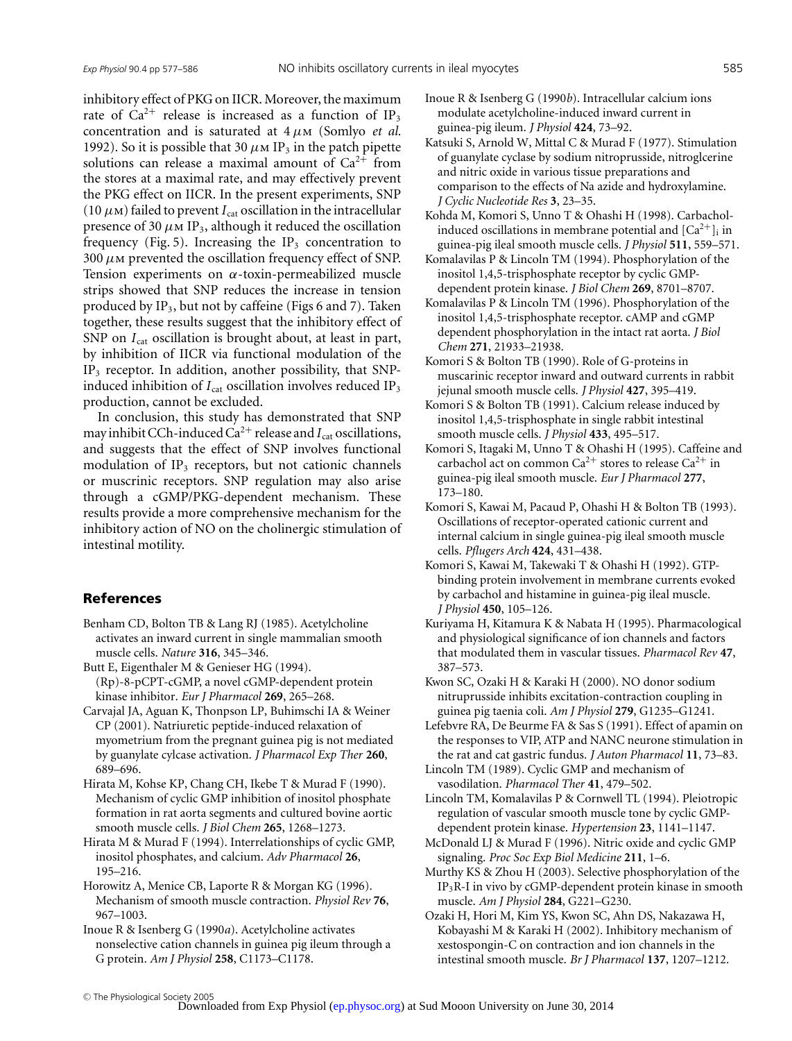inhibitory effect of PKG on IICR. Moreover, the maximum rate of $Ca^{2+}$ release is increased as a function of $IP_3$ concentration and is saturated at 4 $\mu$M (Somlyo *et al.* 1992). So it is possible that 30 $\mu$M $IP_3$ in the patch pipette solutions can release a maximal amount of $Ca^{2+}$ from the stores at a maximal rate, and may effectively prevent the PKG effect on IICR. In the present experiments, SNP (10 $\mu$M) failed to prevent $I_{cat}$ oscillation in the intracellular presence of 30 $\mu$M $IP_3$, although it reduced the oscillation frequency (Fig. 5). Increasing the $IP_3$ concentration to 300 $\mu$M prevented the oscillation frequency effect of SNP. Tension experiments on $\alpha$-toxin-permeabilized muscle strips showed that SNP reduces the increase in tension produced by $IP_3$, but not by caffeine (Figs 6 and 7). Taken together, these results suggest that the inhibitory effect of SNP on $I_{cat}$ oscillation is brought about, at least in part, by inhibition of IICR via functional modulation of the $IP_3$ receptor. In addition, another possibility, that SNP-induced inhibition of $I_{cat}$ oscillation involves reduced $IP_3$ production, cannot be excluded.

In conclusion, this study has demonstrated that SNP may inhibit CCh-induced $Ca^{2+}$ release and $I_{cat}$ oscillations, and suggests that the effect of SNP involves functional modulation of $IP_3$ receptors, but not cationic channels or muscrinic receptors. SNP regulation may also arise through a cGMP/PKG-dependent mechanism. These results provide a more comprehensive mechanism for the inhibitory action of NO on the cholinergic stimulation of intestinal motility.

## References

Benham CD, Bolton TB & Lang RJ (1985). Acetylcholine activates an inward current in single mammalian smooth muscle cells. *Nature* **316**, 345–346.

Butt E, Eigenthaler M & Genieser HG (1994). (Rp)-8-pCPT-cGMP, a novel cGMP-dependent protein kinase inhibitor. *Eur J Pharmacol* **269**, 265–268.

Carvajal JA, Aguan K, Thonpson LP, Buhimschi IA & Weiner CP (2001). Natriuretic peptide-induced relaxation of myometrium from the pregnant guinea pig is not mediated by guanylate cyclase activation. *J Pharmacol Exp Ther* **260**, 689–696.

Hirata M, Kohse KP, Chang CH, Ikebe T & Murad F (1990). Mechanism of cyclic GMP inhibition of inositol phosphate formation in rat aorta segments and cultured bovine aortic smooth muscle cells. *J Biol Chem* **265**, 1268–1273.

Hirata M & Murad F (1994). Interrelationships of cyclic GMP, inositol phosphates, and calcium. *Adv Pharmacol* **26**, 195–216.

Horowitz A, Menice CB, Laporte R & Morgan KG (1996). Mechanism of smooth muscle contraction. *Physiol Rev* **76**, 967–1003.

Inoue R & Isenberg G (1990*a*). Acetylcholine activates nonselective cation channels in guinea pig ileum through a G protein. *Am J Physiol* **258**, C1173–C1178.

Inoue R & Isenberg G (1990*b*). Intracellular calcium ions modulate acetylcholine-induced inward current in guinea-pig ileum. *J Physiol* **424**, 73–92.

Katsuki S, Arnold W, Mittal C & Murad F (1977). Stimulation of guanylate cyclase by sodium nitroprusside, nitroglcerine and nitric oxide in various tissue preparations and comparison to the effects of Na azide and hydroxylamine. *J Cyclic Nucleotide Res* **3**, 23–35.

Kohda M, Komori S, Unno T & Ohashi H (1998). Carbachol-induced oscillations in membrane potential and $[Ca^{2+}]_i$ in guinea-pig ileal smooth muscle cells. *J Physiol* **511**, 559–571.

Komalavilas P & Lincoln TM (1994). Phosphorylation of the inositol 1,4,5-trisphosphate receptor by cyclic GMP-dependent protein kinase. *J Biol Chem* **269**, 8701–8707.

Komalavilas P & Lincoln TM (1996). Phosphorylation of the inositol 1,4,5-trisphosphate receptor. cAMP and cGMP dependent phosphorylation in the intact rat aorta. *J Biol Chem* **271**, 21933–21938.

Komori S & Bolton TB (1990). Role of G-proteins in muscarinic receptor inward and outward currents in rabbit jejunal smooth muscle cells. *J Physiol* **427**, 395–419.

Komori S & Bolton TB (1991). Calcium release induced by inositol 1,4,5-trisphosphate in single rabbit intestinal smooth muscle cells. *J Physiol* **433**, 495–517.

Komori S, Itagaki M, Unno T & Ohashi H (1995). Caffeine and carbachol act on common $Ca^{2+}$ stores to release $Ca^{2+}$ in guinea-pig ileal smooth muscle. *Eur J Pharmacol* **277**, 173–180.

Komori S, Kawai M, Pacaud P, Ohashi H & Bolton TB (1993). Oscillations of receptor-operated cationic current and internal calcium in single guinea-pig ileal smooth muscle cells. *Pflugers Arch* **424**, 431–438.

Komori S, Kawai M, Takewaki T & Ohashi H (1992). GTP-binding protein involvement in membrane currents evoked by carbachol and histamine in guinea-pig ileal muscle. *J Physiol* **450**, 105–126.

Kuriyama H, Kitamura K & Nabata H (1995). Pharmacological and physiological significance of ion channels and factors that modulated them in vascular tissues. *Pharmacol Rev* **47**, 387–573.

Kwon SC, Ozaki H & Karaki H (2000). NO donor sodium nitruprusside inhibits excitation-contraction coupling in guinea pig taenia coli. *Am J Physiol* **279**, G1235–G1241.

Lefebvre RA, De Beurme FA & Sas S (1991). Effect of apamin on the responses to VIP, ATP and NANC neurone stimulation in the rat and cat gastric fundus. *J Auton Pharmacol* **11**, 73–83.

Lincoln TM (1989). Cyclic GMP and mechanism of vasodilation. *Pharmacol Ther* **41**, 479–502.

Lincoln TM, Komalavilas P & Cornwell TL (1994). Pleiotropic regulation of vascular smooth muscle tone by cyclic GMP-dependent protein kinase. *Hypertension* **23**, 1141–1147.

McDonald LJ & Murad F (1996). Nitric oxide and cyclic GMP signaling. *Proc Soc Exp Biol Medicine* **211**, 1–6.

Murthy KS & Zhou H (2003). Selective phosphorylation of the $IP_3$R-I in vivo by cGMP-dependent protein kinase in smooth muscle. *Am J Physiol* **284**, G221–G230.

Ozaki H, Hori M, Kim YS, Kwon SC, Ahn DS, Nakazawa H, Kobayashi M & Karaki H (2002). Inhibitory mechanism of xestospongin-C on contraction and ion channels in the intestinal smooth muscle. *Br J Pharmacol* **137**, 1207–1212.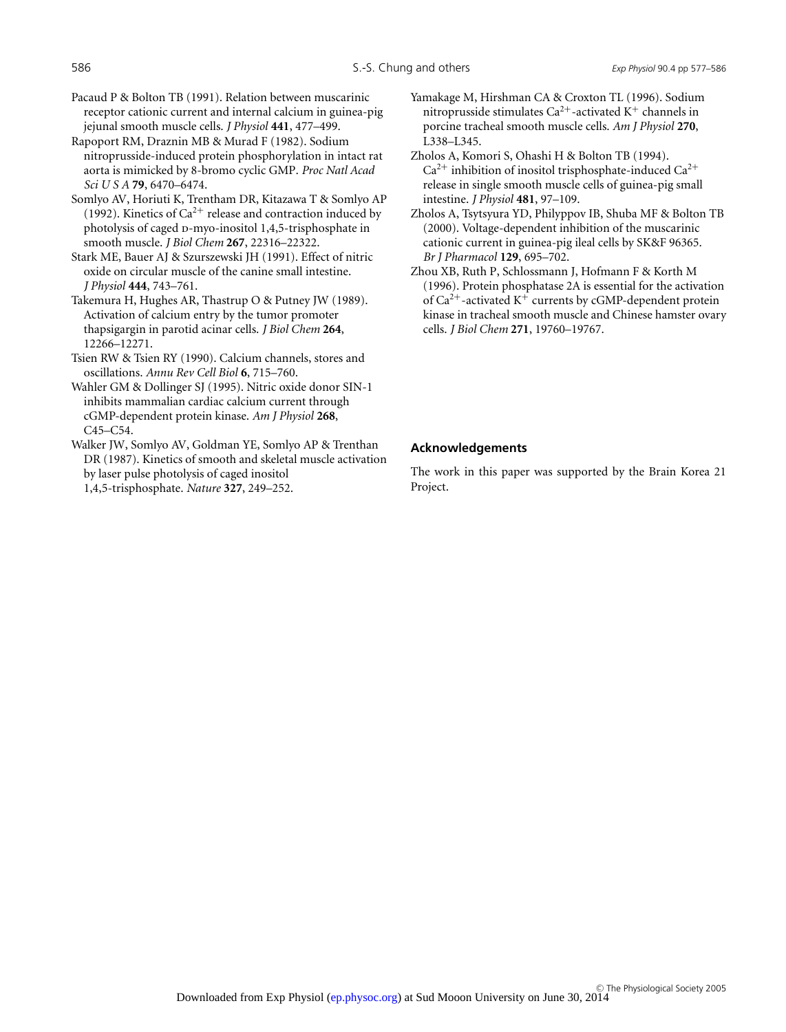Pacaud P & Bolton TB (1991). Relation between muscarinic receptor cationic current and internal calcium in guinea-pig jejunal smooth muscle cells. *J Physiol* **441**, 477–499.

Rapoport RM, Draznin MB & Murad F (1982). Sodium nitroprusside-induced protein phosphorylation in intact rat aorta is mimicked by 8-bromo cyclic GMP. *Proc Natl Acad Sci U S A* **79**, 6470–6474.

Somlyo AV, Horiuti K, Trentham DR, Kitazawa T & Somlyo AP (1992). Kinetics of $Ca^{2+}$ release and contraction induced by photolysis of caged D-myo-inositol 1,4,5-trisphosphate in smooth muscle. *J Biol Chem* **267**, 22316–22322.

Stark ME, Bauer AJ & Szurszewski JH (1991). Effect of nitric oxide on circular muscle of the canine small intestine. *J Physiol* **444**, 743–761.

Takemura H, Hughes AR, Thastrup O & Putney JW (1989). Activation of calcium entry by the tumor promoter thapsigargin in parotid acinar cells. *J Biol Chem* **264**, 12266–12271.

Tsien RW & Tsien RY (1990). Calcium channels, stores and oscillations. *Annu Rev Cell Biol* **6**, 715–760.

Wahler GM & Dollinger SJ (1995). Nitric oxide donor SIN-1 inhibits mammalian cardiac calcium current through cGMP-dependent protein kinase. *Am J Physiol* **268**, C45–C54.

Walker JW, Somlyo AV, Goldman YE, Somlyo AP & Trenthan DR (1987). Kinetics of smooth and skeletal muscle activation by laser pulse photolysis of caged inositol 1,4,5-trisphosphate. *Nature* **327**, 249–252.

Yamakage M, Hirshman CA & Croxton TL (1996). Sodium nitroprusside stimulates $Ca^{2+}$-activated $K^{+}$ channels in porcine tracheal smooth muscle cells. *Am J Physiol* **270**, L338–L345.

Zholos A, Komori S, Ohashi H & Bolton TB (1994). $Ca^{2+}$ inhibition of inositol trisphosphate-induced $Ca^{2+}$ release in single smooth muscle cells of guinea-pig small intestine. *J Physiol* **481**, 97–109.

Zholos A, Tsytsyura YD, Philyppov IB, Shuba MF & Bolton TB (2000). Voltage-dependent inhibition of the muscarinic cationic current in guinea-pig ileal cells by SK&F 96365. *Br J Pharmacol* **129**, 695–702.

Zhou XB, Ruth P, Schlossmann J, Hofmann F & Korth M (1996). Protein phosphatase 2A is essential for the activation of $Ca^{2+}$-activated $K^{+}$ currents by cGMP-dependent protein kinase in tracheal smooth muscle and Chinese hamster ovary cells. *J Biol Chem* **271**, 19760–19767.

## Acknowledgements

The work in this paper was supported by the Brain Korea 21 Project.